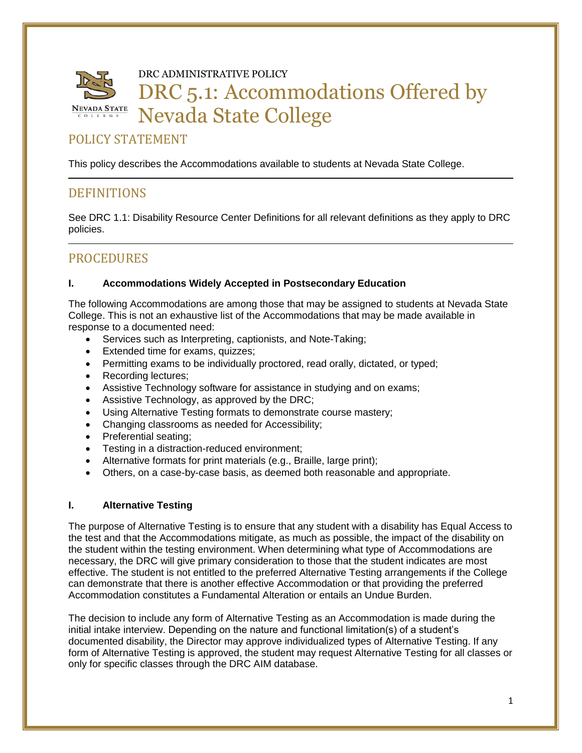DRC ADMINISTRATIVE POLICY

# DRC 5.1: Accommodations Offered by Nevada State College

## POLICY STATEMENT

This policy describes the Accommodations available to students at Nevada State College.

## DEFINITIONS

See DRC 1.1: Disability Resource Center Definitions for all relevant definitions as they apply to DRC policies.

## PROCEDURES

### I. Accommodations Widely Accepted in Postsecondary Education

The following Accommodations are among those that may be assigned to students at Nevada State College. This is not an exhaustive list of the Accommodations that may be made available in response to a documented need:

- Services such as Interpreting, captionists, and Note-Taking;
- Extended time for exams, quizzes;
- Permitting exams to be individually proctored, read orally, dictated, or typed;
- Recording lectures;
- Assistive Technology software for assistance in studying and on exams;
- Assistive Technology, as approved by the DRC;
- Using Alternative Testing formats to demonstrate course mastery;
- Changing classrooms as needed for Accessibility;
- Preferential seating;
- Testing in a distraction-reduced environment;
- Alternative formats for print materials (e.g., Braille, large print);
- Others, on a case-by-case basis, as deemed both reasonable and appropriate.

### I. Alternative Testing

The purpose of Alternative Testing is to ensure that any student with a disability has Equal Access to the test and that the Accommodations mitigate, as much as possible, the impact of the disability on the student within the testing environment. When determining what type of Accommodations are necessary, the DRC will give primary consideration to those that the student indicates are most effective. The student is not entitled to the preferred Alternative Testing arrangements if the College can demonstrate that there is another effective Accommodation or that providing the preferred Accommodation constitutes a Fundamental Alteration or entails an Undue Burden.

The decision to include any form of Alternative Testing as an Accommodation is made during the initial intake interview. Depending on the nature and functional limitation(s) of a student's documented disability, the Director may approve individualized types of Alternative Testing. If any form of Alternative Testing is approved, the student may request Alternative Testing for all classes or only for specific classes through the DRC AIM database.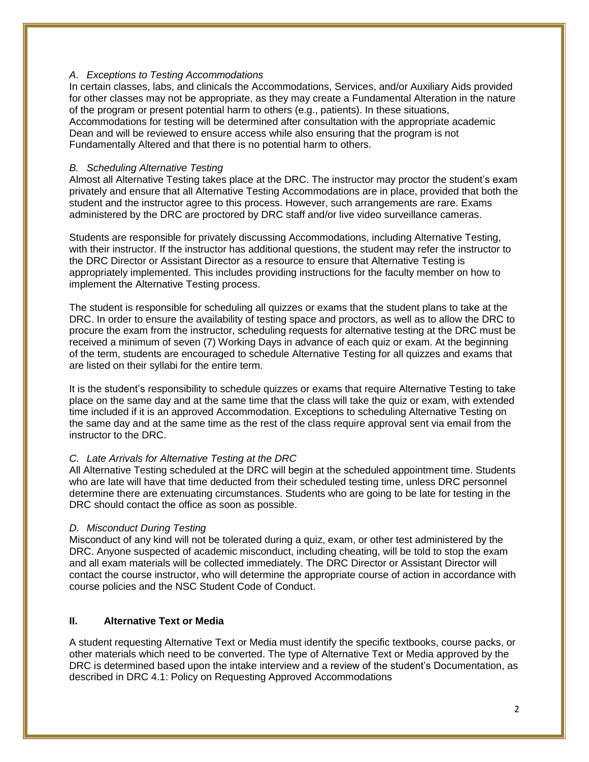### *A. Exceptions to Testing Accommodations*

In certain classes, labs, and clinicals the Accommodations, Services, and/or Auxiliary Aids provided for other classes may not be appropriate, as they may create a Fundamental Alteration in the nature of the program or present potential harm to others (e.g., patients). In these situations, Accommodations for testing will be determined after consultation with the appropriate academic Dean and will be reviewed to ensure access while also ensuring that the program is not Fundamentally Altered and that there is no potential harm to others.

### *B. Scheduling Alternative Testing*

Almost all Alternative Testing takes place at the DRC. The instructor may proctor the student's exam privately and ensure that all Alternative Testing Accommodations are in place, provided that both the student and the instructor agree to this process. However, such arrangements are rare. Exams administered by the DRC are proctored by DRC staff and/or live video surveillance cameras.

Students are responsible for privately discussing Accommodations, including Alternative Testing, with their instructor. If the instructor has additional questions, the student may refer the instructor to the DRC Director or Assistant Director as a resource to ensure that Alternative Testing is appropriately implemented. This includes providing instructions for the faculty member on how to implement the Alternative Testing process.

The student is responsible for scheduling all quizzes or exams that the student plans to take at the DRC. In order to ensure the availability of testing space and proctors, as well as to allow the DRC to procure the exam from the instructor, scheduling requests for alternative testing at the DRC must be received a minimum of seven (7) Working Days in advance of each quiz or exam. At the beginning of the term, students are encouraged to schedule Alternative Testing for all quizzes and exams that are listed on their syllabi for the entire term.

It is the student's responsibility to schedule quizzes or exams that require Alternative Testing to take place on the same day and at the same time that the class will take the quiz or exam, with extended time included if it is an approved Accommodation. Exceptions to scheduling Alternative Testing on the same day and at the same time as the rest of the class require approval sent via email from the instructor to the DRC.

### *C. Late Arrivals for Alternative Testing at the DRC*

All Alternative Testing scheduled at the DRC will begin at the scheduled appointment time. Students who are late will have that time deducted from their scheduled testing time, unless DRC personnel determine there are extenuating circumstances. Students who are going to be late for testing in the DRC should contact the office as soon as possible.

### *D. Misconduct During Testing*

Misconduct of any kind will not be tolerated during a quiz, exam, or other test administered by the DRC. Anyone suspected of academic misconduct, including cheating, will be told to stop the exam and all exam materials will be collected immediately. The DRC Director or Assistant Director will contact the course instructor, who will determine the appropriate course of action in accordance with course policies and the NSC Student Code of Conduct.

## II. Alternative Text or Media

A student requesting Alternative Text or Media must identify the specific textbooks, course packs, or other materials which need to be converted. The type of Alternative Text or Media approved by the DRC is determined based upon the intake interview and a review of the student's Documentation, as described in DRC 4.1: Policy on Requesting Approved Accommodations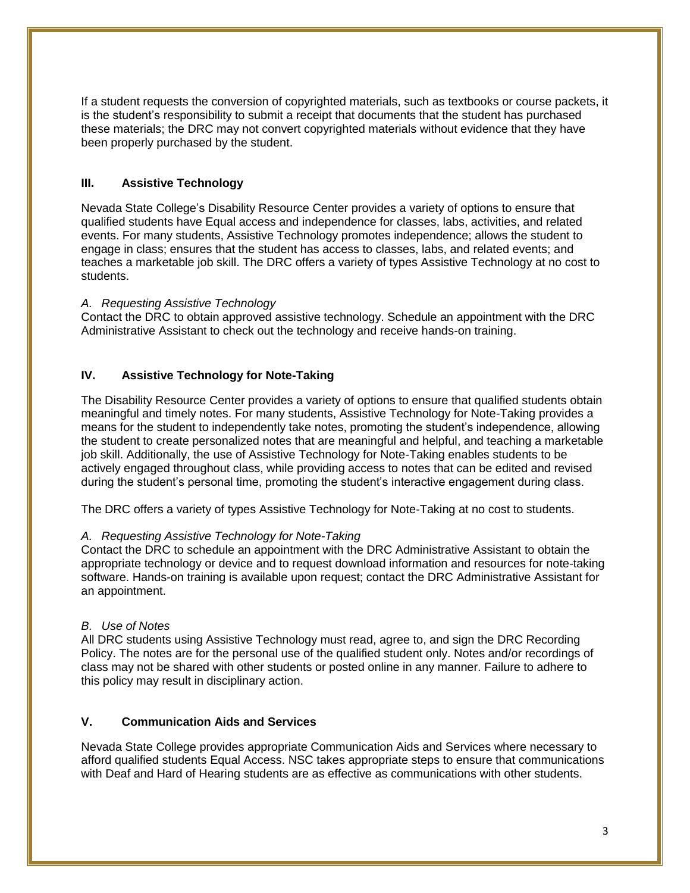If a student requests the conversion of copyrighted materials, such as textbooks or course packets, it is the student's responsibility to submit a receipt that documents that the student has purchased these materials; the DRC may not convert copyrighted materials without evidence that they have been properly purchased by the student.

## III. Assistive Technology

Nevada State College's Disability Resource Center provides a variety of options to ensure that qualified students have Equal access and independence for classes, labs, activities, and related events. For many students, Assistive Technology promotes independence; allows the student to engage in class; ensures that the student has access to classes, labs, and related events; and teaches a marketable job skill. The DRC offers a variety of types Assistive Technology at no cost to students.

*A. Requesting Assistive Technology*

Contact the DRC to obtain approved assistive technology. Schedule an appointment with the DRC Administrative Assistant to check out the technology and receive hands-on training.

## IV. Assistive Technology for Note-Taking

The Disability Resource Center provides a variety of options to ensure that qualified students obtain meaningful and timely notes. For many students, Assistive Technology for Note-Taking provides a means for the student to independently take notes, promoting the student's independence, allowing the student to create personalized notes that are meaningful and helpful, and teaching a marketable job skill. Additionally, the use of Assistive Technology for Note-Taking enables students to be actively engaged throughout class, while providing access to notes that can be edited and revised during the student's personal time, promoting the student's interactive engagement during class.

The DRC offers a variety of types Assistive Technology for Note-Taking at no cost to students.

*A. Requesting Assistive Technology for Note-Taking*

Contact the DRC to schedule an appointment with the DRC Administrative Assistant to obtain the appropriate technology or device and to request download information and resources for note-taking software. Hands-on training is available upon request; contact the DRC Administrative Assistant for an appointment.

*B. Use of Notes*

All DRC students using Assistive Technology must read, agree to, and sign the DRC Recording Policy. The notes are for the personal use of the qualified student only. Notes and/or recordings of class may not be shared with other students or posted online in any manner. Failure to adhere to this policy may result in disciplinary action.

## V. Communication Aids and Services

Nevada State College provides appropriate Communication Aids and Services where necessary to afford qualified students Equal Access. NSC takes appropriate steps to ensure that communications with Deaf and Hard of Hearing students are as effective as communications with other students.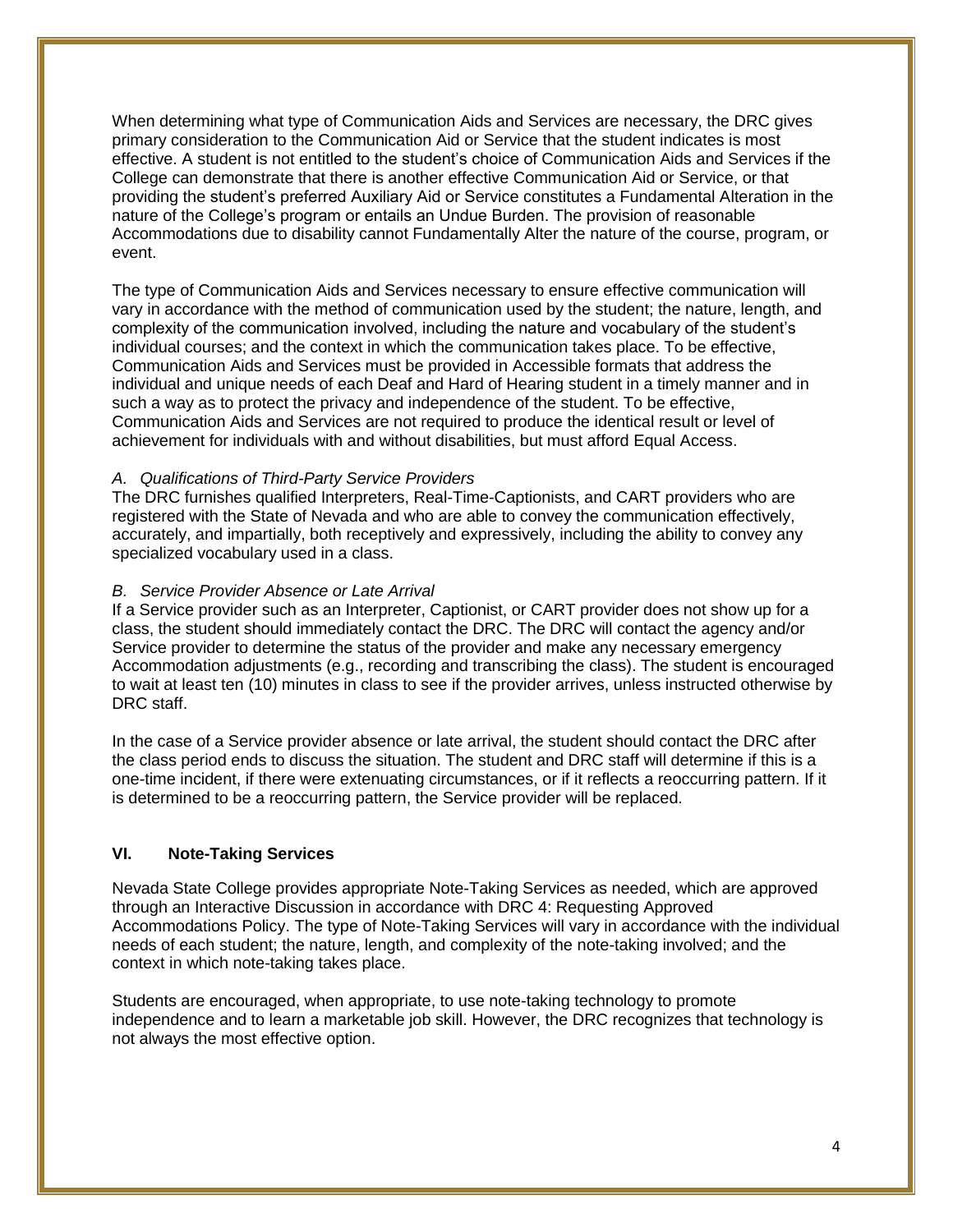When determining what type of Communication Aids and Services are necessary, the DRC gives primary consideration to the Communication Aid or Service that the student indicates is most effective. A student is not entitled to the student's choice of Communication Aids and Services if the College can demonstrate that there is another effective Communication Aid or Service, or that providing the student's preferred Auxiliary Aid or Service constitutes a Fundamental Alteration in the nature of the College's program or entails an Undue Burden. The provision of reasonable Accommodations due to disability cannot Fundamentally Alter the nature of the course, program, or event.

The type of Communication Aids and Services necessary to ensure effective communication will vary in accordance with the method of communication used by the student; the nature, length, and complexity of the communication involved, including the nature and vocabulary of the student's individual courses; and the context in which the communication takes place. To be effective, Communication Aids and Services must be provided in Accessible formats that address the individual and unique needs of each Deaf and Hard of Hearing student in a timely manner and in such a way as to protect the privacy and independence of the student. To be effective, Communication Aids and Services are not required to produce the identical result or level of achievement for individuals with and without disabilities, but must afford Equal Access.

*A. Qualifications of Third-Party Service Providers*

The DRC furnishes qualified Interpreters, Real-Time-Captionists, and CART providers who are registered with the State of Nevada and who are able to convey the communication effectively, accurately, and impartially, both receptively and expressively, including the ability to convey any specialized vocabulary used in a class.

*B. Service Provider Absence or Late Arrival*

If a Service provider such as an Interpreter, Captionist, or CART provider does not show up for a class, the student should immediately contact the DRC. The DRC will contact the agency and/or Service provider to determine the status of the provider and make any necessary emergency Accommodation adjustments (e.g., recording and transcribing the class). The student is encouraged to wait at least ten (10) minutes in class to see if the provider arrives, unless instructed otherwise by DRC staff.

In the case of a Service provider absence or late arrival, the student should contact the DRC after the class period ends to discuss the situation. The student and DRC staff will determine if this is a one-time incident, if there were extenuating circumstances, or if it reflects a reoccurring pattern. If it is determined to be a reoccurring pattern, the Service provider will be replaced.

## VI. Note-Taking Services

Nevada State College provides appropriate Note-Taking Services as needed, which are approved through an Interactive Discussion in accordance with DRC 4: Requesting Approved Accommodations Policy. The type of Note-Taking Services will vary in accordance with the individual needs of each student; the nature, length, and complexity of the note-taking involved; and the context in which note-taking takes place.

Students are encouraged, when appropriate, to use note-taking technology to promote independence and to learn a marketable job skill. However, the DRC recognizes that technology is not always the most effective option.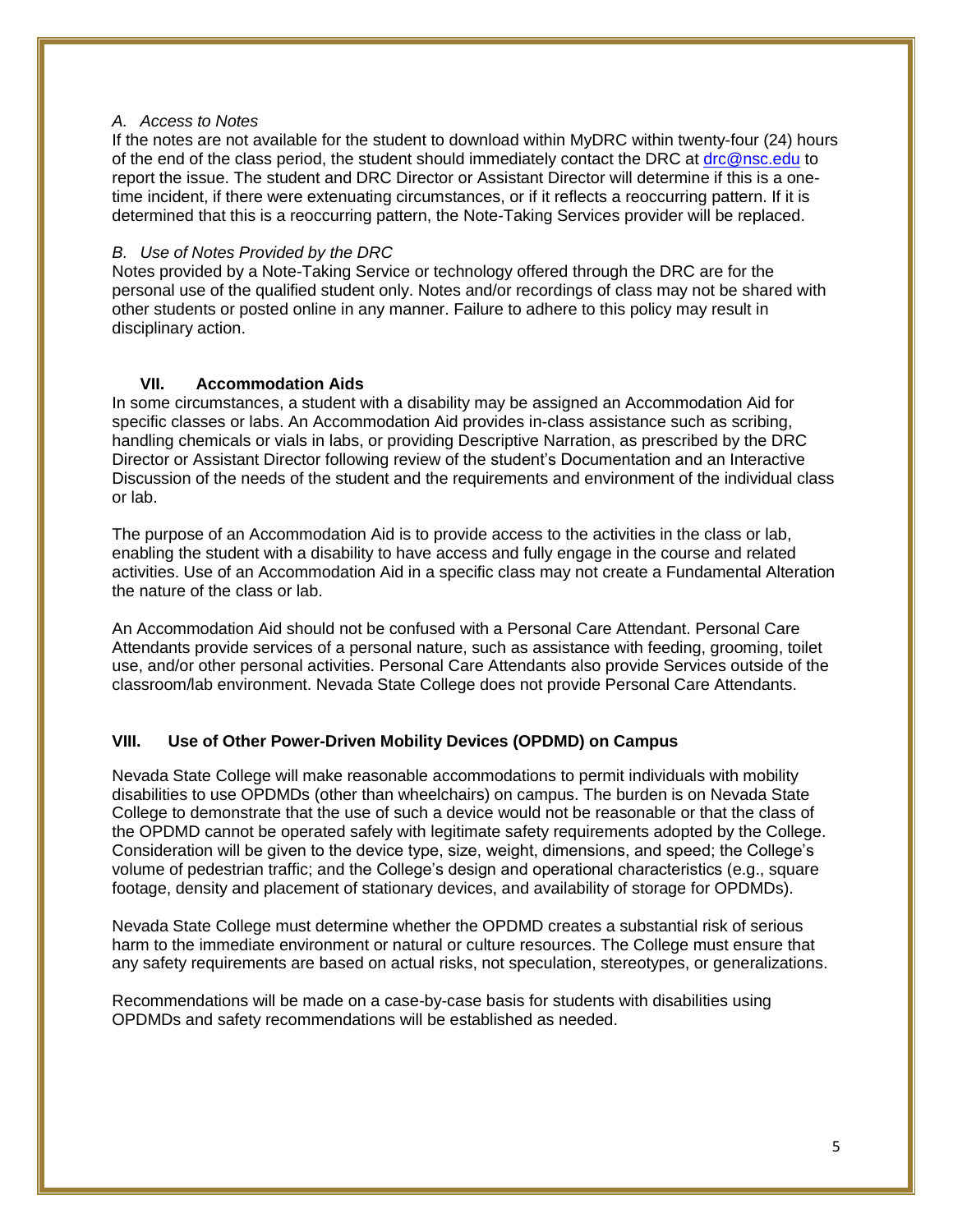*A. Access to Notes*

If the notes are not available for the student to download within MyDRC within twenty-four (24) hours of the end of the class period, the student should immediately contact the DRC at drc@nsc.edu to report the issue. The student and DRC Director or Assistant Director will determine if this is a one-time incident, if there were extenuating circumstances, or if it reflects a reoccurring pattern. If it is determined that this is a reoccurring pattern, the Note-Taking Services provider will be replaced.

*B. Use of Notes Provided by the DRC*

Notes provided by a Note-Taking Service or technology offered through the DRC are for the personal use of the qualified student only. Notes and/or recordings of class may not be shared with other students or posted online in any manner. Failure to adhere to this policy may result in disciplinary action.

## VII. Accommodation Aids

In some circumstances, a student with a disability may be assigned an Accommodation Aid for specific classes or labs. An Accommodation Aid provides in-class assistance such as scribing, handling chemicals or vials in labs, or providing Descriptive Narration, as prescribed by the DRC Director or Assistant Director following review of the student's Documentation and an Interactive Discussion of the needs of the student and the requirements and environment of the individual class or lab.

The purpose of an Accommodation Aid is to provide access to the activities in the class or lab, enabling the student with a disability to have access and fully engage in the course and related activities. Use of an Accommodation Aid in a specific class may not create a Fundamental Alteration the nature of the class or lab.

An Accommodation Aid should not be confused with a Personal Care Attendant. Personal Care Attendants provide services of a personal nature, such as assistance with feeding, grooming, toilet use, and/or other personal activities. Personal Care Attendants also provide Services outside of the classroom/lab environment. Nevada State College does not provide Personal Care Attendants.

## VIII. Use of Other Power-Driven Mobility Devices (OPDMD) on Campus

Nevada State College will make reasonable accommodations to permit individuals with mobility disabilities to use OPDMDs (other than wheelchairs) on campus. The burden is on Nevada State College to demonstrate that the use of such a device would not be reasonable or that the class of the OPDMD cannot be operated safely with legitimate safety requirements adopted by the College. Consideration will be given to the device type, size, weight, dimensions, and speed; the College's volume of pedestrian traffic; and the College's design and operational characteristics (e.g., square footage, density and placement of stationary devices, and availability of storage for OPDMDs).

Nevada State College must determine whether the OPDMD creates a substantial risk of serious harm to the immediate environment or natural or culture resources. The College must ensure that any safety requirements are based on actual risks, not speculation, stereotypes, or generalizations.

Recommendations will be made on a case-by-case basis for students with disabilities using OPDMDs and safety recommendations will be established as needed.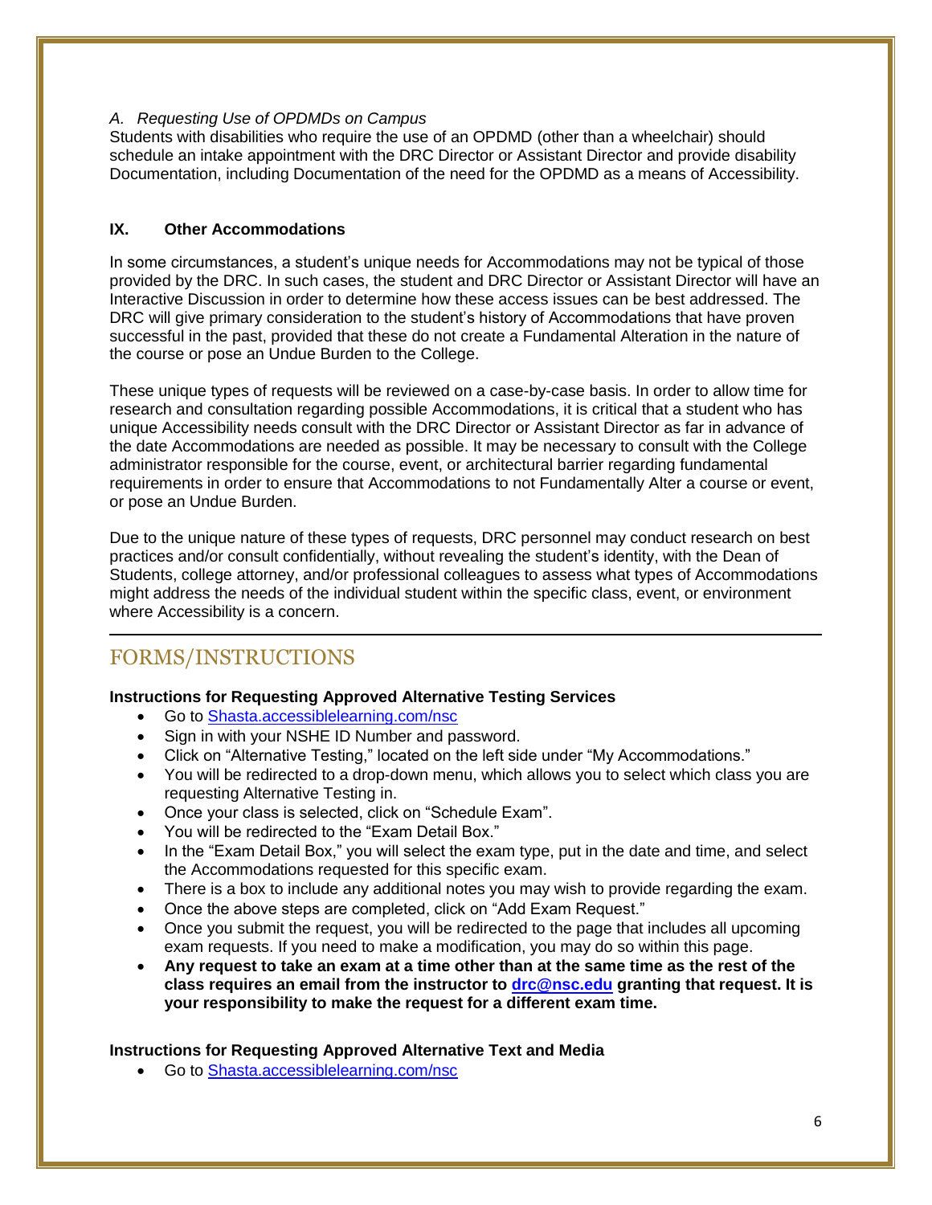*A. Requesting Use of OPDMDs on Campus*

Students with disabilities who require the use of an OPDMD (other than a wheelchair) should schedule an intake appointment with the DRC Director or Assistant Director and provide disability Documentation, including Documentation of the need for the OPDMD as a means of Accessibility.

### IX. Other Accommodations

In some circumstances, a student's unique needs for Accommodations may not be typical of those provided by the DRC. In such cases, the student and DRC Director or Assistant Director will have an Interactive Discussion in order to determine how these access issues can be best addressed. The DRC will give primary consideration to the student's history of Accommodations that have proven successful in the past, provided that these do not create a Fundamental Alteration in the nature of the course or pose an Undue Burden to the College.

These unique types of requests will be reviewed on a case-by-case basis. In order to allow time for research and consultation regarding possible Accommodations, it is critical that a student who has unique Accessibility needs consult with the DRC Director or Assistant Director as far in advance of the date Accommodations are needed as possible. It may be necessary to consult with the College administrator responsible for the course, event, or architectural barrier regarding fundamental requirements in order to ensure that Accommodations to not Fundamentally Alter a course or event, or pose an Undue Burden.

Due to the unique nature of these types of requests, DRC personnel may conduct research on best practices and/or consult confidentially, without revealing the student's identity, with the Dean of Students, college attorney, and/or professional colleagues to assess what types of Accommodations might address the needs of the individual student within the specific class, event, or environment where Accessibility is a concern.

---

## FORMS/INSTRUCTIONS

**Instructions for Requesting Approved Alternative Testing Services**

- Go to Shasta.accessiblelearning.com/nsc
- Sign in with your NSHE ID Number and password.
- Click on "Alternative Testing," located on the left side under "My Accommodations."
- You will be redirected to a drop-down menu, which allows you to select which class you are requesting Alternative Testing in.
- Once your class is selected, click on "Schedule Exam".
- You will be redirected to the "Exam Detail Box."
- In the "Exam Detail Box," you will select the exam type, put in the date and time, and select the Accommodations requested for this specific exam.
- There is a box to include any additional notes you may wish to provide regarding the exam.
- Once the above steps are completed, click on "Add Exam Request."
- Once you submit the request, you will be redirected to the page that includes all upcoming exam requests. If you need to make a modification, you may do so within this page.
- **Any request to take an exam at a time other than at the same time as the rest of the class requires an email from the instructor to drc@nsc.edu granting that request. It is your responsibility to make the request for a different exam time.**

**Instructions for Requesting Approved Alternative Text and Media**

- Go to Shasta.accessiblelearning.com/nsc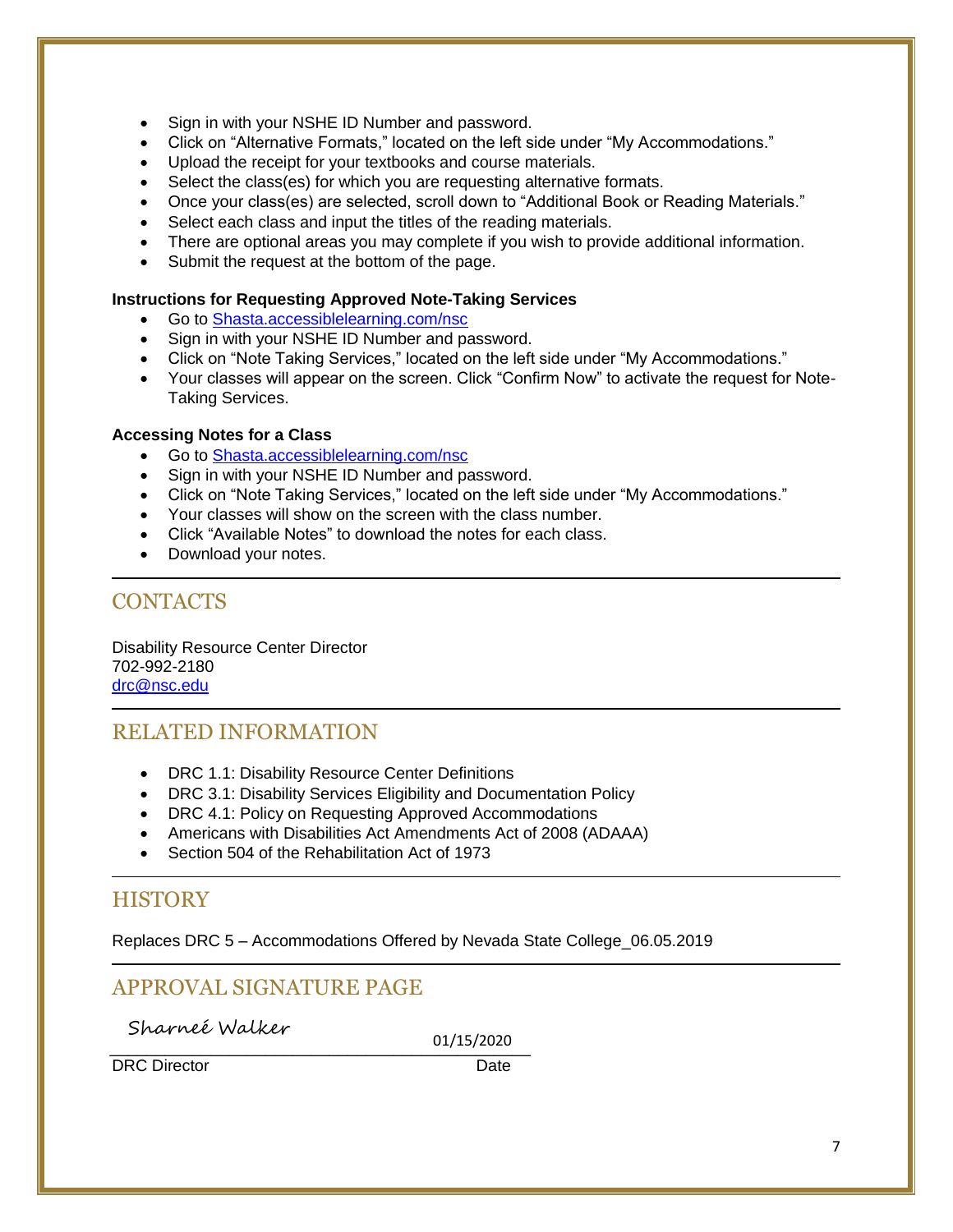- Sign in with your NSHE ID Number and password.
- Click on "Alternative Formats," located on the left side under "My Accommodations."
- Upload the receipt for your textbooks and course materials.
- Select the class(es) for which you are requesting alternative formats.
- Once your class(es) are selected, scroll down to "Additional Book or Reading Materials."
- Select each class and input the titles of the reading materials.
- There are optional areas you may complete if you wish to provide additional information.
- Submit the request at the bottom of the page.

**Instructions for Requesting Approved Note-Taking Services**

- Go to [Shasta.accessiblelearning.com/nsc](Shasta.accessiblelearning.com/nsc)
- Sign in with your NSHE ID Number and password.
- Click on "Note Taking Services," located on the left side under "My Accommodations."
- Your classes will appear on the screen. Click "Confirm Now" to activate the request for Note-Taking Services.

**Accessing Notes for a Class**

- Go to [Shasta.accessiblelearning.com/nsc](Shasta.accessiblelearning.com/nsc)
- Sign in with your NSHE ID Number and password.
- Click on "Note Taking Services," located on the left side under "My Accommodations."
- Your classes will show on the screen with the class number.
- Click "Available Notes" to download the notes for each class.
- Download your notes.

## CONTACTS

Disability Resource Center Director
702-992-2180
[drc@nsc.edu](mailto:drc@nsc.edu)

## RELATED INFORMATION

- DRC 1.1: Disability Resource Center Definitions
- DRC 3.1: Disability Services Eligibility and Documentation Policy
- DRC 4.1: Policy on Requesting Approved Accommodations
- Americans with Disabilities Act Amendments Act of 2008 (ADAAA)
- Section 504 of the Rehabilitation Act of 1973

## HISTORY

Replaces DRC 5 – Accommodations Offered by Nevada State College_06.05.2019

## APPROVAL SIGNATURE PAGE

Sharneé Walker 01/15/2020

DRC Director Date